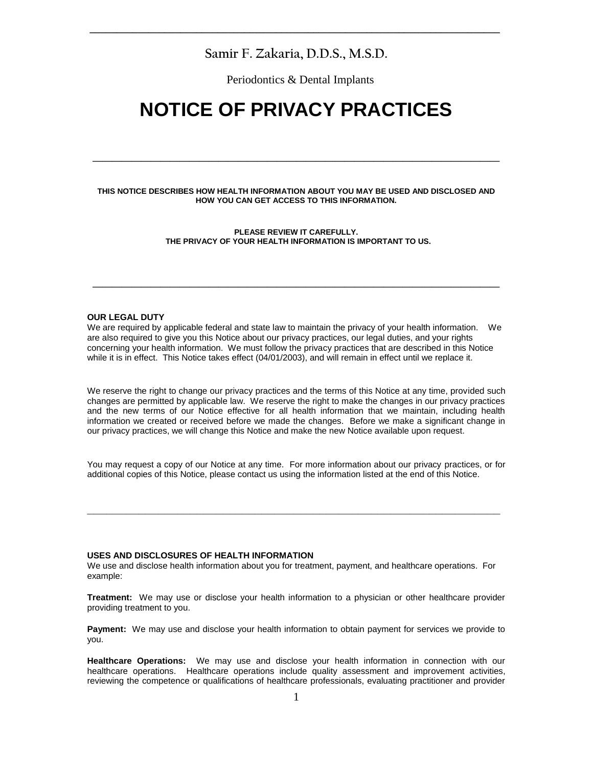Samir F. Zakaria, D.D.S., M.S.D.

Periodontics & Dental Implants

# NOTICE OF PRIVACY PRACTICES

---

**THIS NOTICE DESCRIBES HOW HEALTH INFORMATION ABOUT YOU MAY BE USED AND DISCLOSED AND HOW YOU CAN GET ACCESS TO THIS INFORMATION.**

**PLEASE REVIEW IT CAREFULLY.**
**THE PRIVACY OF YOUR HEALTH INFORMATION IS IMPORTANT TO US.**

---

**OUR LEGAL DUTY**

We are required by applicable federal and state law to maintain the privacy of your health information. We are also required to give you this Notice about our privacy practices, our legal duties, and your rights concerning your health information. We must follow the privacy practices that are described in this Notice while it is in effect. This Notice takes effect (04/01/2003), and will remain in effect until we replace it.

We reserve the right to change our privacy practices and the terms of this Notice at any time, provided such changes are permitted by applicable law. We reserve the right to make the changes in our privacy practices and the new terms of our Notice effective for all health information that we maintain, including health information we created or received before we made the changes. Before we make a significant change in our privacy practices, we will change this Notice and make the new Notice available upon request.

You may request a copy of our Notice at any time. For more information about our privacy practices, or for additional copies of this Notice, please contact us using the information listed at the end of this Notice.

---

**USES AND DISCLOSURES OF HEALTH INFORMATION**

We use and disclose health information about you for treatment, payment, and healthcare operations. For example:

**Treatment:** We may use or disclose your health information to a physician or other healthcare provider providing treatment to you.

**Payment:** We may use and disclose your health information to obtain payment for services we provide to you.

**Healthcare Operations:** We may use and disclose your health information in connection with our healthcare operations. Healthcare operations include quality assessment and improvement activities, reviewing the competence or qualifications of healthcare professionals, evaluating practitioner and provider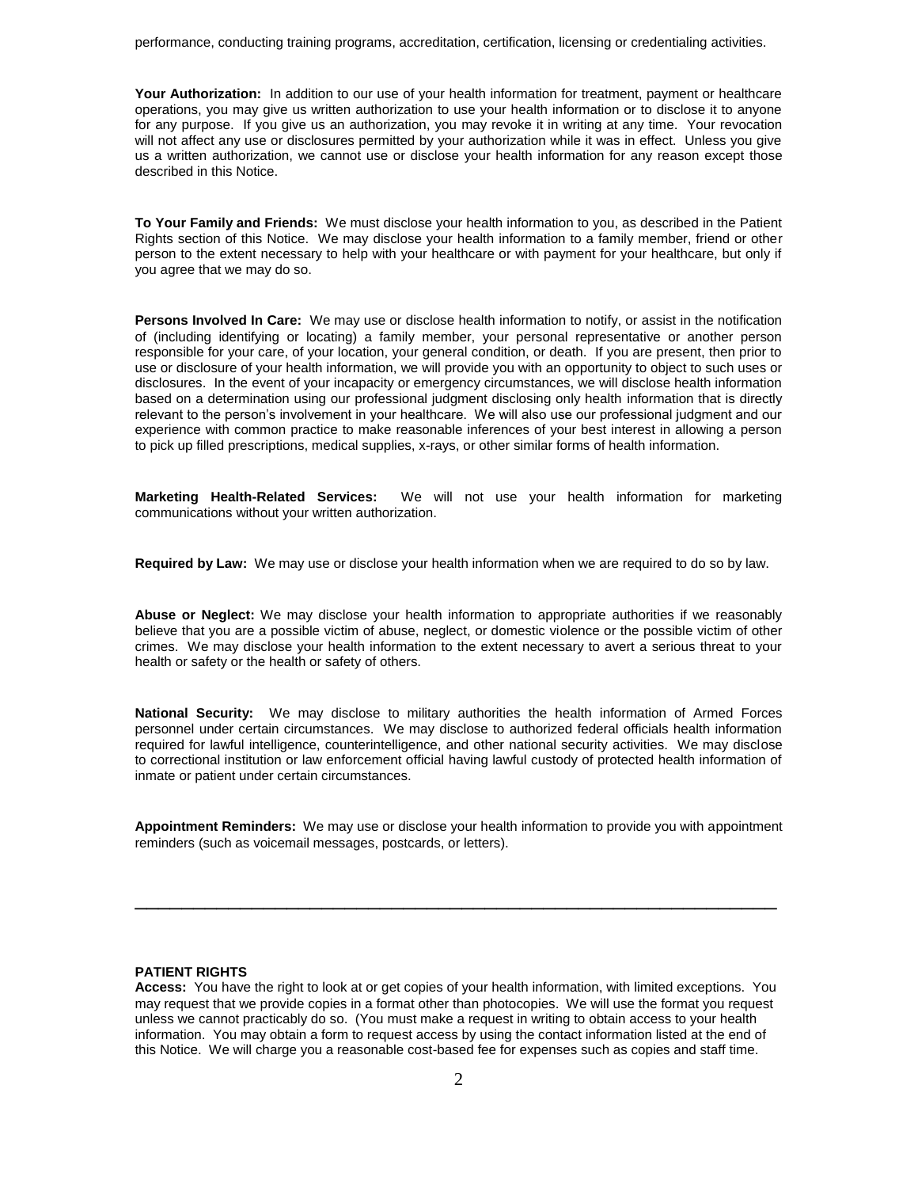performance, conducting training programs, accreditation, certification, licensing or credentialing activities.

**Your Authorization:** In addition to our use of your health information for treatment, payment or healthcare operations, you may give us written authorization to use your health information or to disclose it to anyone for any purpose. If you give us an authorization, you may revoke it in writing at any time. Your revocation will not affect any use or disclosures permitted by your authorization while it was in effect. Unless you give us a written authorization, we cannot use or disclose your health information for any reason except those described in this Notice.

**To Your Family and Friends:** We must disclose your health information to you, as described in the Patient Rights section of this Notice. We may disclose your health information to a family member, friend or other person to the extent necessary to help with your healthcare or with payment for your healthcare, but only if you agree that we may do so.

**Persons Involved In Care:** We may use or disclose health information to notify, or assist in the notification of (including identifying or locating) a family member, your personal representative or another person responsible for your care, of your location, your general condition, or death. If you are present, then prior to use or disclosure of your health information, we will provide you with an opportunity to object to such uses or disclosures. In the event of your incapacity or emergency circumstances, we will disclose health information based on a determination using our professional judgment disclosing only health information that is directly relevant to the person's involvement in your healthcare. We will also use our professional judgment and our experience with common practice to make reasonable inferences of your best interest in allowing a person to pick up filled prescriptions, medical supplies, x-rays, or other similar forms of health information.

**Marketing Health-Related Services:** We will not use your health information for marketing communications without your written authorization.

**Required by Law:** We may use or disclose your health information when we are required to do so by law.

**Abuse or Neglect:** We may disclose your health information to appropriate authorities if we reasonably believe that you are a possible victim of abuse, neglect, or domestic violence or the possible victim of other crimes. We may disclose your health information to the extent necessary to avert a serious threat to your health or safety or the health or safety of others.

**National Security:** We may disclose to military authorities the health information of Armed Forces personnel under certain circumstances. We may disclose to authorized federal officials health information required for lawful intelligence, counterintelligence, and other national security activities. We may disclose to correctional institution or law enforcement official having lawful custody of protected health information of inmate or patient under certain circumstances.

**Appointment Reminders:** We may use or disclose your health information to provide you with appointment reminders (such as voicemail messages, postcards, or letters).

---

**PATIENT RIGHTS**

**Access:** You have the right to look at or get copies of your health information, with limited exceptions. You may request that we provide copies in a format other than photocopies. We will use the format you request unless we cannot practicably do so. (You must make a request in writing to obtain access to your health information. You may obtain a form to request access by using the contact information listed at the end of this Notice. We will charge you a reasonable cost-based fee for expenses such as copies and staff time.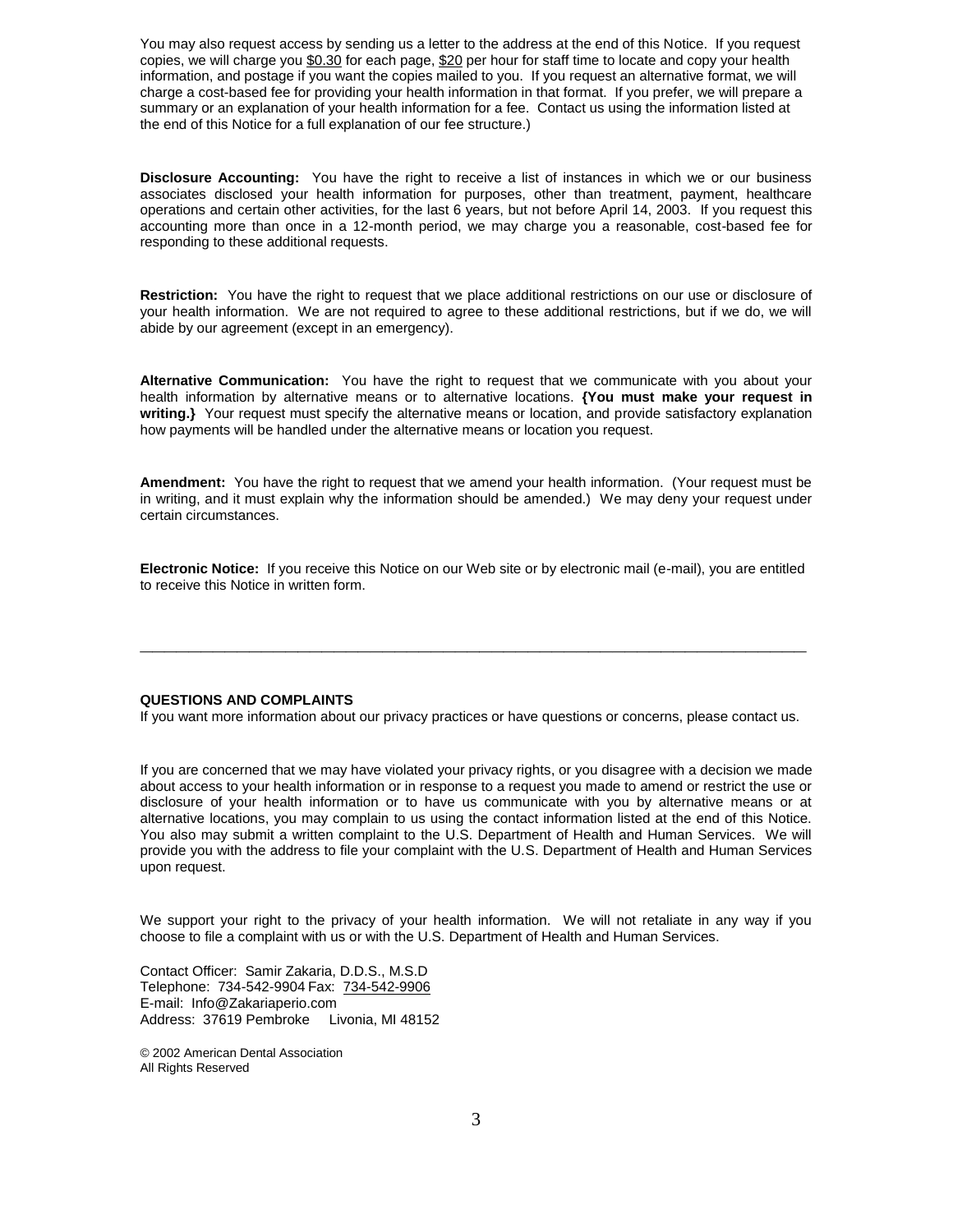You may also request access by sending us a letter to the address at the end of this Notice. If you request copies, we will charge you $0.30 for each page, $20 per hour for staff time to locate and copy your health information, and postage if you want the copies mailed to you. If you request an alternative format, we will charge a cost-based fee for providing your health information in that format. If you prefer, we will prepare a summary or an explanation of your health information for a fee. Contact us using the information listed at the end of this Notice for a full explanation of our fee structure.)

**Disclosure Accounting:** You have the right to receive a list of instances in which we or our business associates disclosed your health information for purposes, other than treatment, payment, healthcare operations and certain other activities, for the last 6 years, but not before April 14, 2003. If you request this accounting more than once in a 12-month period, we may charge you a reasonable, cost-based fee for responding to these additional requests.

**Restriction:** You have the right to request that we place additional restrictions on our use or disclosure of your health information. We are not required to agree to these additional restrictions, but if we do, we will abide by our agreement (except in an emergency).

**Alternative Communication:** You have the right to request that we communicate with you about your health information by alternative means or to alternative locations. **{You must make your request in writing.}** Your request must specify the alternative means or location, and provide satisfactory explanation how payments will be handled under the alternative means or location you request.

**Amendment:** You have the right to request that we amend your health information. (Your request must be in writing, and it must explain why the information should be amended.) We may deny your request under certain circumstances.

**Electronic Notice:** If you receive this Notice on our Web site or by electronic mail (e-mail), you are entitled to receive this Notice in written form.

---

**QUESTIONS AND COMPLAINTS**

If you want more information about our privacy practices or have questions or concerns, please contact us.

If you are concerned that we may have violated your privacy rights, or you disagree with a decision we made about access to your health information or in response to a request you made to amend or restrict the use or disclosure of your health information or to have us communicate with you by alternative means or at alternative locations, you may complain to us using the contact information listed at the end of this Notice. You also may submit a written complaint to the U.S. Department of Health and Human Services. We will provide you with the address to file your complaint with the U.S. Department of Health and Human Services upon request.

We support your right to the privacy of your health information. We will not retaliate in any way if you choose to file a complaint with us or with the U.S. Department of Health and Human Services.

Contact Officer: Samir Zakaria, D.D.S., M.S.D
Telephone: 734-542-9904 Fax: 734-542-9906
E-mail: Info@Zakariaperio.com
Address: 37619 Pembroke Livonia, MI 48152

© 2002 American Dental Association
All Rights Reserved